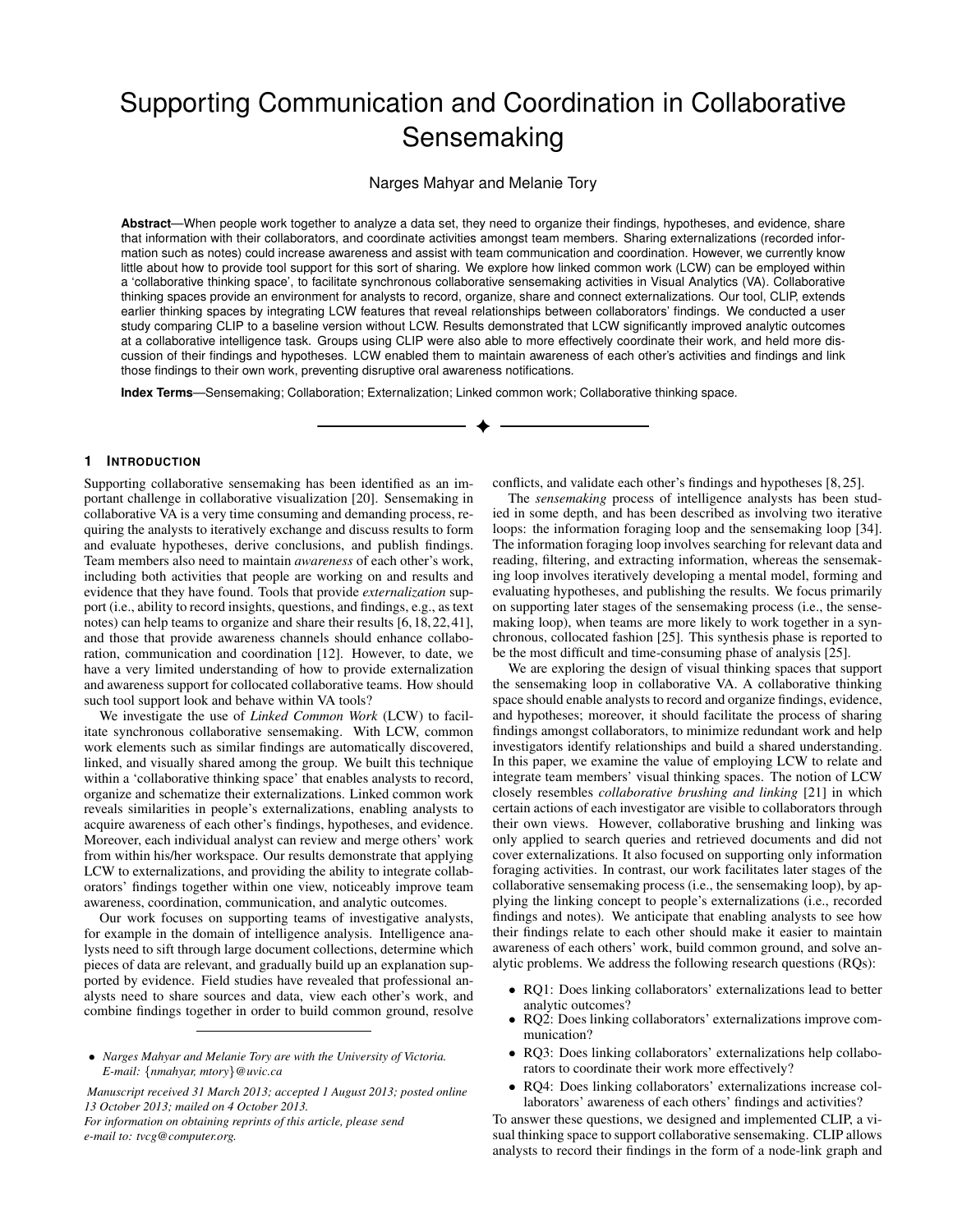# Supporting Communication and Coordination in Collaborative Sensemaking

Narges Mahyar and Melanie Tory

**Abstract**—When people work together to analyze a data set, they need to organize their findings, hypotheses, and evidence, share that information with their collaborators, and coordinate activities amongst team members. Sharing externalizations (recorded information such as notes) could increase awareness and assist with team communication and coordination. However, we currently know little about how to provide tool support for this sort of sharing. We explore how linked common work (LCW) can be employed within a 'collaborative thinking space', to facilitate synchronous collaborative sensemaking activities in Visual Analytics (VA). Collaborative thinking spaces provide an environment for analysts to record, organize, share and connect externalizations. Our tool, CLIP, extends earlier thinking spaces by integrating LCW features that reveal relationships between collaborators' findings. We conducted a user study comparing CLIP to a baseline version without LCW. Results demonstrated that LCW significantly improved analytic outcomes at a collaborative intelligence task. Groups using CLIP were also able to more effectively coordinate their work, and held more discussion of their findings and hypotheses. LCW enabled them to maintain awareness of each other's activities and findings and link those findings to their own work, preventing disruptive oral awareness notifications.

**Index Terms**—Sensemaking; Collaboration; Externalization; Linked common work; Collaborative thinking space.

## 1 Introduction

Supporting collaborative sensemaking has been identified as an important challenge in collaborative visualization [20]. Sensemaking in collaborative VA is a very time consuming and demanding process, requiring the analysts to iteratively exchange and discuss results to form and evaluate hypotheses, derive conclusions, and publish findings. Team members also need to maintain *awareness* of each other's work, including both activities that people are working on and results and evidence that they have found. Tools that provide *externalization* support (i.e., ability to record insights, questions, and findings, e.g., as text notes) can help teams to organize and share their results [6,18,22,41], and those that provide awareness channels should enhance collaboration, communication and coordination [12]. However, to date, we have a very limited understanding of how to provide externalization and awareness support for collocated collaborative teams. How should such tool support look and behave within VA tools?

We investigate the use of *Linked Common Work* (LCW) to facilitate synchronous collaborative sensemaking. With LCW, common work elements such as similar findings are automatically discovered, linked, and visually shared among the group. We built this technique within a 'collaborative thinking space' that enables analysts to record, organize and schematize their externalizations. Linked common work reveals similarities in people's externalizations, enabling analysts to acquire awareness of each other's findings, hypotheses, and evidence. Moreover, each individual analyst can review and merge others' work from within his/her workspace. Our results demonstrate that applying LCW to externalizations, and providing the ability to integrate collaborators' findings together within one view, noticeably improve team awareness, coordination, communication, and analytic outcomes.

Our work focuses on supporting teams of investigative analysts, for example in the domain of intelligence analysis. Intelligence analysts need to sift through large document collections, determine which pieces of data are relevant, and gradually build up an explanation supported by evidence. Field studies have revealed that professional analysts need to share sources and data, view each other's work, and combine findings together in order to build common ground, resolve conflicts, and validate each other's findings and hypotheses [8,25].

The *sensemaking* process of intelligence analysts has been studied in some depth, and has been described as involving two iterative loops: the information foraging loop and the sensemaking loop [34]. The information foraging loop involves searching for relevant data and reading, filtering, and extracting information, whereas the sensemaking loop involves iteratively developing a mental model, forming and evaluating hypotheses, and publishing the results. We focus primarily on supporting later stages of the sensemaking process (i.e., the sensemaking loop), when teams are more likely to work together in a synchronous, collocated fashion [25]. This synthesis phase is reported to be the most difficult and time-consuming phase of analysis [25].

We are exploring the design of visual thinking spaces that support the sensemaking loop in collaborative VA. A collaborative thinking space should enable analysts to record and organize findings, evidence, and hypotheses; moreover, it should facilitate the process of sharing findings amongst collaborators, to minimize redundant work and help investigators identify relationships and build a shared understanding. In this paper, we examine the value of employing LCW to relate and integrate team members' visual thinking spaces. The notion of LCW closely resembles *collaborative brushing and linking* [21] in which certain actions of each investigator are visible to collaborators through their own views. However, collaborative brushing and linking was only applied to search queries and retrieved documents and did not cover externalizations. It also focused on supporting only information foraging activities. In contrast, our work facilitates later stages of the collaborative sensemaking process (i.e., the sensemaking loop), by applying the linking concept to people's externalizations (i.e., recorded findings and notes). We anticipate that enabling analysts to see how their findings relate to each other should make it easier to maintain awareness of each others' work, build common ground, and solve analytic problems. We address the following research questions (RQs):

- RQ1: Does linking collaborators' externalizations lead to better analytic outcomes?
- RQ2: Does linking collaborators' externalizations improve communication?
- RQ3: Does linking collaborators' externalizations help collaborators to coordinate their work more effectively?
- RQ4: Does linking collaborators' externalizations increase collaborators' awareness of each others' findings and activities?

To answer these questions, we designed and implemented CLIP, a visual thinking space to support collaborative sensemaking. CLIP allows analysts to record their findings in the form of a node-link graph and

---

- *Narges Mahyar and Melanie Tory are with the University of Victoria. E-mail: {nmahyar, mtory}@uvic.ca*

*Manuscript received 31 March 2013; accepted 1 August 2013; posted online 13 October 2013; mailed on 4 October 2013.*
*For information on obtaining reprints of this article, please send e-mail to: tvcg@computer.org.*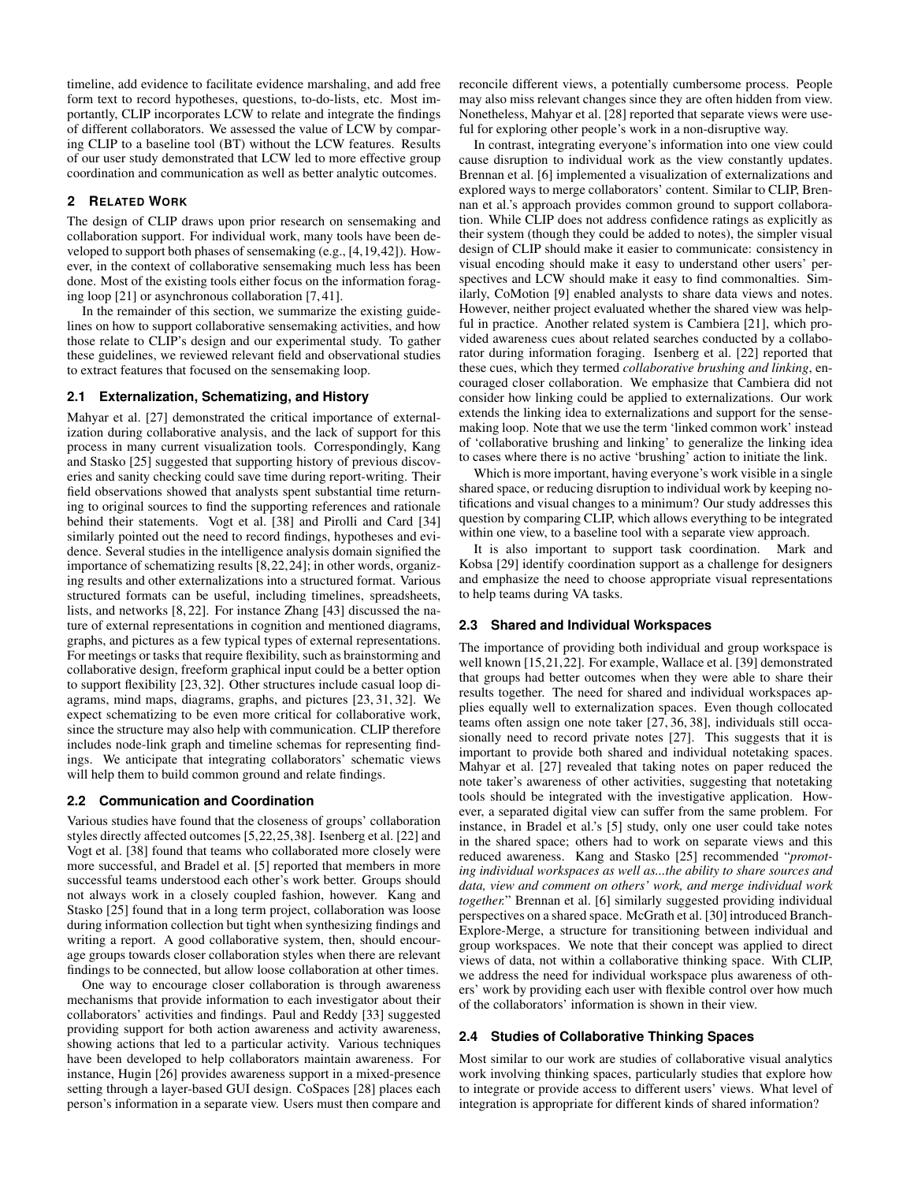timeline, add evidence to facilitate evidence marshaling, and add free form text to record hypotheses, questions, to-do-lists, etc. Most importantly, CLIP incorporates LCW to relate and integrate the findings of different collaborators. We assessed the value of LCW by comparing CLIP to a baseline tool (BT) without the LCW features. Results of our user study demonstrated that LCW led to more effective group coordination and communication as well as better analytic outcomes.

## 2 Related Work

The design of CLIP draws upon prior research on sensemaking and collaboration support. For individual work, many tools have been developed to support both phases of sensemaking (e.g., [4,19,42]). However, in the context of collaborative sensemaking much less has been done. Most of the existing tools either focus on the information foraging loop [21] or asynchronous collaboration [7,41].

In the remainder of this section, we summarize the existing guidelines on how to support collaborative sensemaking activities, and how those relate to CLIP's design and our experimental study. To gather these guidelines, we reviewed relevant field and observational studies to extract features that focused on the sensemaking loop.

### 2.1 Externalization, Schematizing, and History

Mahyar et al. [27] demonstrated the critical importance of externalization during collaborative analysis, and the lack of support for this process in many current visualization tools. Correspondingly, Kang and Stasko [25] suggested that supporting history of previous discoveries and sanity checking could save time during report-writing. Their field observations showed that analysts spent substantial time returning to original sources to find the supporting references and rationale behind their statements. Vogt et al. [38] and Pirolli and Card [34] similarly pointed out the need to record findings, hypotheses and evidence. Several studies in the intelligence analysis domain signified the importance of schematizing results [8,22,24]; in other words, organizing results and other externalizations into a structured format. Various structured formats can be useful, including timelines, spreadsheets, lists, and networks [8,22]. For instance Zhang [43] discussed the nature of external representations in cognition and mentioned diagrams, graphs, and pictures as a few typical types of external representations. For meetings or tasks that require flexibility, such as brainstorming and collaborative design, freeform graphical input could be a better option to support flexibility [23,32]. Other structures include casual loop diagrams, mind maps, diagrams, graphs, and pictures [23,31,32]. We expect schematizing to be even more critical for collaborative work, since the structure may also help with communication. CLIP therefore includes node-link graph and timeline schemas for representing findings. We anticipate that integrating collaborators' schematic views will help them to build common ground and relate findings.

### 2.2 Communication and Coordination

Various studies have found that the closeness of groups' collaboration styles directly affected outcomes [5,22,25,38]. Isenberg et al. [22] and Vogt et al. [38] found that teams who collaborated more closely were more successful, and Bradel et al. [5] reported that members in more successful teams understood each other's work better. Groups should not always work in a closely coupled fashion, however. Kang and Stasko [25] found that in a long term project, collaboration was loose during information collection but tight when synthesizing findings and writing a report. A good collaborative system, then, should encourage groups towards closer collaboration styles when there are relevant findings to be connected, but allow loose collaboration at other times.

One way to encourage closer collaboration is through awareness mechanisms that provide information to each investigator about their collaborators' activities and findings. Paul and Reddy [33] suggested providing support for both action awareness and activity awareness, showing actions that led to a particular activity. Various techniques have been developed to help collaborators maintain awareness. For instance, Hugin [26] provides awareness support in a mixed-presence setting through a layer-based GUI design. CoSpaces [28] places each person's information in a separate view. Users must then compare and reconcile different views, a potentially cumbersome process. People may also miss relevant changes since they are often hidden from view. Nonetheless, Mahyar et al. [28] reported that separate views were useful for exploring other people's work in a non-disruptive way.

In contrast, integrating everyone's information into one view could cause disruption to individual work as the view constantly updates. Brennan et al. [6] implemented a visualization of externalizations and explored ways to merge collaborators' content. Similar to CLIP, Brennan et al.'s approach provides common ground to support collaboration. While CLIP does not address confidence ratings as explicitly as their system (though they could be added to notes), the simpler visual design of CLIP should make it easier to communicate: consistency in visual encoding should make it easy to understand other users' perspectives and LCW should make it easy to find commonalties. Similarly, CoMotion [9] enabled analysts to share data views and notes. However, neither project evaluated whether the shared view was helpful in practice. Another related system is Cambiera [21], which provided awareness cues about related searches conducted by a collaborator during information foraging. Isenberg et al. [22] reported that these cues, which they termed *collaborative brushing and linking*, encouraged closer collaboration. We emphasize that Cambiera did not consider how linking could be applied to externalizations. Our work extends the linking idea to externalizations and support for the sensemaking loop. Note that we use the term 'linked common work' instead of 'collaborative brushing and linking' to generalize the linking idea to cases where there is no active 'brushing' action to initiate the link.

Which is more important, having everyone's work visible in a single shared space, or reducing disruption to individual work by keeping notifications and visual changes to a minimum? Our study addresses this question by comparing CLIP, which allows everything to be integrated within one view, to a baseline tool with a separate view approach.

It is also important to support task coordination. Mark and Kobsa [29] identify coordination support as a challenge for designers and emphasize the need to choose appropriate visual representations to help teams during VA tasks.

### 2.3 Shared and Individual Workspaces

The importance of providing both individual and group workspace is well known [15,21,22]. For example, Wallace et al. [39] demonstrated that groups had better outcomes when they were able to share their results together. The need for shared and individual workspaces applies equally well to externalization spaces. Even though collocated teams often assign one note taker [27,36,38], individuals still occasionally need to record private notes [27]. This suggests that it is important to provide both shared and individual notetaking spaces. Mahyar et al. [27] revealed that taking notes on paper reduced the note taker's awareness of other activities, suggesting that notetaking tools should be integrated with the investigative application. However, a separated digital view can suffer from the same problem. For instance, in Bradel et al.'s [5] study, only one user could take notes in the shared space; others had to work on separate views and this reduced awareness. Kang and Stasko [25] recommended "*promoting individual workspaces as well as...the ability to share sources and data, view and comment on others' work, and merge individual work together.*" Brennan et al. [6] similarly suggested providing individual perspectives on a shared space. McGrath et al. [30] introduced Branch-Explore-Merge, a structure for transitioning between individual and group workspaces. We note that their concept was applied to direct views of data, not within a collaborative thinking space. With CLIP, we address the need for individual workspace plus awareness of others' work by providing each user with flexible control over how much of the collaborators' information is shown in their view.

### 2.4 Studies of Collaborative Thinking Spaces

Most similar to our work are studies of collaborative visual analytics work involving thinking spaces, particularly studies that explore how to integrate or provide access to different users' views. What level of integration is appropriate for different kinds of shared information?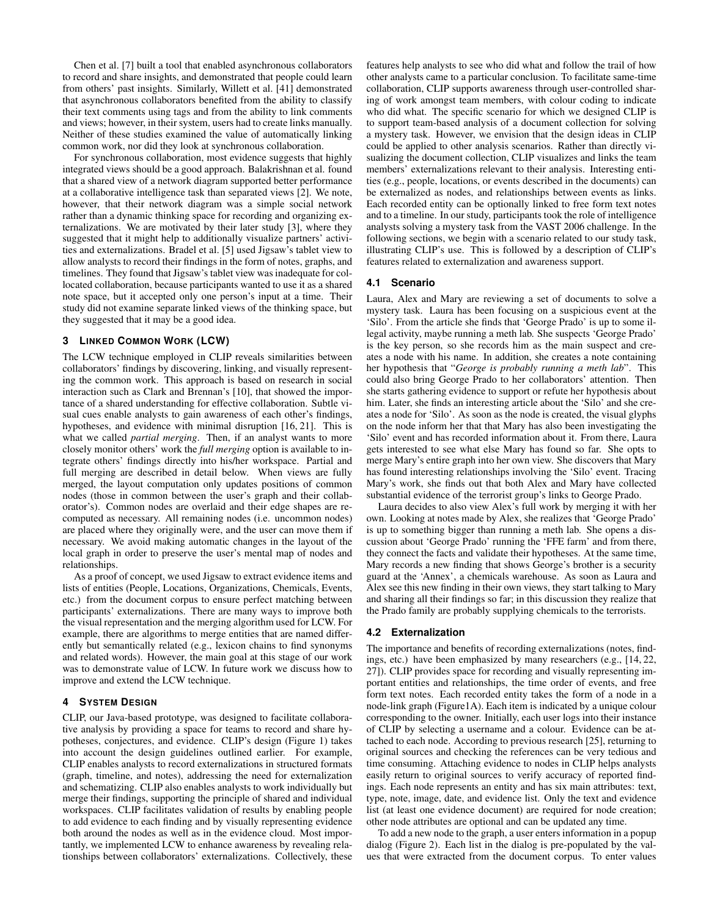Chen et al. [7] built a tool that enabled asynchronous collaborators to record and share insights, and demonstrated that people could learn from others' past insights. Similarly, Willett et al. [41] demonstrated that asynchronous collaborators benefited from the ability to classify their text comments using tags and from the ability to link comments and views; however, in their system, users had to create links manually. Neither of these studies examined the value of automatically linking common work, nor did they look at synchronous collaboration.

For synchronous collaboration, most evidence suggests that highly integrated views should be a good approach. Balakrishnan et al. found that a shared view of a network diagram supported better performance at a collaborative intelligence task than separated views [2]. We note, however, that their network diagram was a simple social network rather than a dynamic thinking space for recording and organizing externalizations. We are motivated by their later study [3], where they suggested that it might help to additionally visualize partners' activities and externalizations. Bradel et al. [5] used Jigsaw's tablet view to allow analysts to record their findings in the form of notes, graphs, and timelines. They found that Jigsaw's tablet view was inadequate for collocated collaboration, because participants wanted to use it as a shared note space, but it accepted only one person's input at a time. Their study did not examine separate linked views of the thinking space, but they suggested that it may be a good idea.

## 3 Linked Common Work (LCW)

The LCW technique employed in CLIP reveals similarities between collaborators' findings by discovering, linking, and visually representing the common work. This approach is based on research in social interaction such as Clark and Brennan's [10], that showed the importance of a shared understanding for effective collaboration. Subtle visual cues enable analysts to gain awareness of each other's findings, hypotheses, and evidence with minimal disruption [16, 21]. This is what we called *partial merging*. Then, if an analyst wants to more closely monitor others' work the *full merging* option is available to integrate others' findings directly into his/her workspace. Partial and full merging are described in detail below. When views are fully merged, the layout computation only updates positions of common nodes (those in common between the user's graph and their collaborator's). Common nodes are overlaid and their edge shapes are recomputed as necessary. All remaining nodes (i.e. uncommon nodes) are placed where they originally were, and the user can move them if necessary. We avoid making automatic changes in the layout of the local graph in order to preserve the user's mental map of nodes and relationships.

As a proof of concept, we used Jigsaw to extract evidence items and lists of entities (People, Locations, Organizations, Chemicals, Events, etc.) from the document corpus to ensure perfect matching between participants' externalizations. There are many ways to improve both the visual representation and the merging algorithm used for LCW. For example, there are algorithms to merge entities that are named differently but semantically related (e.g., lexicon chains to find synonyms and related words). However, the main goal at this stage of our work was to demonstrate value of LCW. In future work we discuss how to improve and extend the LCW technique.

## 4 System Design

CLIP, our Java-based prototype, was designed to facilitate collaborative analysis by providing a space for teams to record and share hypotheses, conjectures, and evidence. CLIP's design (Figure 1) takes into account the design guidelines outlined earlier. For example, CLIP enables analysts to record externalizations in structured formats (graph, timeline, and notes), addressing the need for externalization and schematizing. CLIP also enables analysts to work individually but merge their findings, supporting the principle of shared and individual workspaces. CLIP facilitates validation of results by enabling people to add evidence to each finding and by visually representing evidence both around the nodes as well as in the evidence cloud. Most importantly, we implemented LCW to enhance awareness by revealing relationships between collaborators' externalizations. Collectively, these features help analysts to see who did what and follow the trail of how other analysts came to a particular conclusion. To facilitate same-time collaboration, CLIP supports awareness through user-controlled sharing of work amongst team members, with colour coding to indicate who did what. The specific scenario for which we designed CLIP is to support team-based analysis of a document collection for solving a mystery task. However, we envision that the design ideas in CLIP could be applied to other analysis scenarios. Rather than directly visualizing the document collection, CLIP visualizes and links the team members' externalizations relevant to their analysis. Interesting entities (e.g., people, locations, or events described in the documents) can be externalized as nodes, and relationships between events as links. Each recorded entity can be optionally linked to free form text notes and to a timeline. In our study, participants took the role of intelligence analysts solving a mystery task from the VAST 2006 challenge. In the following sections, we begin with a scenario related to our study task, illustrating CLIP's use. This is followed by a description of CLIP's features related to externalization and awareness support.

### 4.1 Scenario

Laura, Alex and Mary are reviewing a set of documents to solve a mystery task. Laura has been focusing on a suspicious event at the 'Silo'. From the article she finds that 'George Prado' is up to some illegal activity, maybe running a meth lab. She suspects 'George Prado' is the key person, so she records him as the main suspect and creates a node with his name. In addition, she creates a note containing her hypothesis that "*George is probably running a meth lab*". This could also bring George Prado to her collaborators' attention. Then she starts gathering evidence to support or refute her hypothesis about him. Later, she finds an interesting article about the 'Silo' and she creates a node for 'Silo'. As soon as the node is created, the visual glyphs on the node inform her that that Mary has also been investigating the 'Silo' event and has recorded information about it. From there, Laura gets interested to see what else Mary has found so far. She opts to merge Mary's entire graph into her own view. She discovers that Mary has found interesting relationships involving the 'Silo' event. Tracing Mary's work, she finds out that both Alex and Mary have collected substantial evidence of the terrorist group's links to George Prado.

Laura decides to also view Alex's full work by merging it with her own. Looking at notes made by Alex, she realizes that 'George Prado' is up to something bigger than running a meth lab. She opens a discussion about 'George Prado' running the 'FFE farm' and from there, they connect the facts and validate their hypotheses. At the same time, Mary records a new finding that shows George's brother is a security guard at the 'Annex', a chemicals warehouse. As soon as Laura and Alex see this new finding in their own views, they start talking to Mary and sharing all their findings so far; in this discussion they realize that the Prado family are probably supplying chemicals to the terrorists.

### 4.2 Externalization

The importance and benefits of recording externalizations (notes, findings, etc.) have been emphasized by many researchers (e.g., [14, 22, 27]). CLIP provides space for recording and visually representing important entities and relationships, the time order of events, and free form text notes. Each recorded entity takes the form of a node in a node-link graph (Figure1A). Each item is indicated by a unique colour corresponding to the owner. Initially, each user logs into their instance of CLIP by selecting a username and a colour. Evidence can be attached to each node. According to previous research [25], returning to original sources and checking the references can be very tedious and time consuming. Attaching evidence to nodes in CLIP helps analysts easily return to original sources to verify accuracy of reported findings. Each node represents an entity and has six main attributes: text, type, note, image, date, and evidence list. Only the text and evidence list (at least one evidence document) are required for node creation; other node attributes are optional and can be updated any time.

To add a new node to the graph, a user enters information in a popup dialog (Figure 2). Each list in the dialog is pre-populated by the values that were extracted from the document corpus. To enter values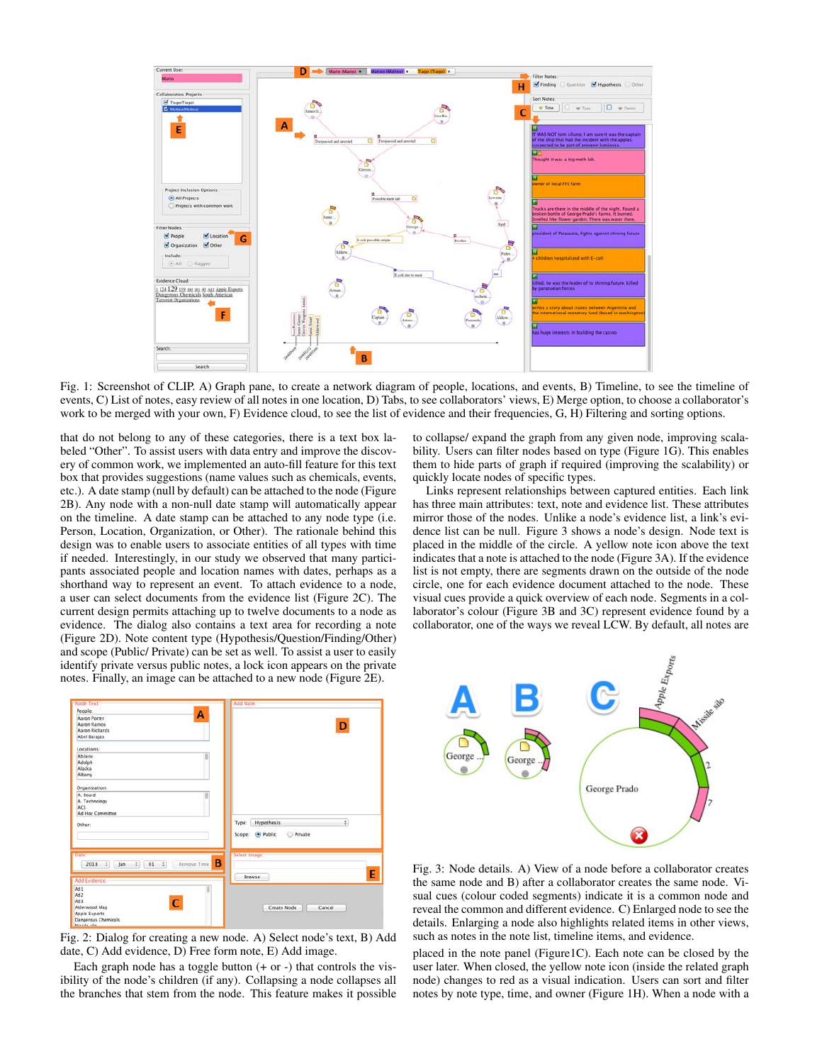Fig. 1: Screenshot of CLIP. A) Graph pane, to create a network diagram of people, locations, and events, B) Timeline, to see the timeline of events, C) List of notes, easy review of all notes in one location, D) Tabs, to see collaborators' views, E) Merge option, to choose a collaborator's work to be merged with your own, F) Evidence cloud, to see the list of evidence and their frequencies, G, H) Filtering and sorting options.

that do not belong to any of these categories, there is a text box labeled "Other". To assist users with data entry and improve the discovery of common work, we implemented an auto-fill feature for this text box that provides suggestions (name values such as chemicals, events, etc.). A date stamp (null by default) can be attached to the node (Figure 2B). Any node with a non-null date stamp will automatically appear on the timeline. A date stamp can be attached to any node type (i.e. Person, Location, Organization, or Other). The rationale behind this design was to enable users to associate entities of all types with time if needed. Interestingly, in our study we observed that many participants associated people and location names with dates, perhaps as a shorthand way to represent an event. To attach evidence to a node, a user can select documents from the evidence list (Figure 2C). The current design permits attaching up to twelve documents to a node as evidence. The dialog also contains a text area for recording a note (Figure 2D). Note content type (Hypothesis/Question/Finding/Other) and scope (Public/ Private) can be set as well. To assist a user to easily identify private versus public notes, a lock icon appears on the private notes. Finally, an image can be attached to a new node (Figure 2E).

Fig. 2: Dialog for creating a new node. A) Select node's text, B) Add date, C) Add evidence, D) Free form note, E) Add image.

Each graph node has a toggle button (+ or -) that controls the visibility of the node's children (if any). Collapsing a node collapses all the branches that stem from the node. This feature makes it possible to collapse/ expand the graph from any given node, improving scalability. Users can filter nodes based on type (Figure 1G). This enables them to hide parts of graph if required (improving the scalability) or quickly locate nodes of specific types.

Links represent relationships between captured entities. Each link has three main attributes: text, note and evidence list. These attributes mirror those of the nodes. Unlike a node's evidence list, a link's evidence list can be null. Figure 3 shows a node's design. Node text is placed in the middle of the circle. A yellow note icon above the text indicates that a note is attached to the node (Figure 3A). If the evidence list is not empty, there are segments drawn on the outside of the node circle, one for each evidence document attached to the node. These visual cues provide a quick overview of each node. Segments in a collaborator's colour (Figure 3B and 3C) represent evidence found by a collaborator, one of the ways we reveal LCW. By default, all notes are

Fig. 3: Node details. A) View of a node before a collaborator creates the same node and B) after a collaborator creates the same node. Visual cues (colour coded segments) indicate it is a common node and reveal the common and different evidence. C) Enlarged node to see the details. Enlarging a node also highlights related items in other views, such as notes in the note list, timeline items, and evidence.

placed in the note panel (Figure1C). Each note can be closed by the user later. When closed, the yellow note icon (inside the related graph node) changes to red as a visual indication. Users can sort and filter notes by note type, time, and owner (Figure 1H). When a node with a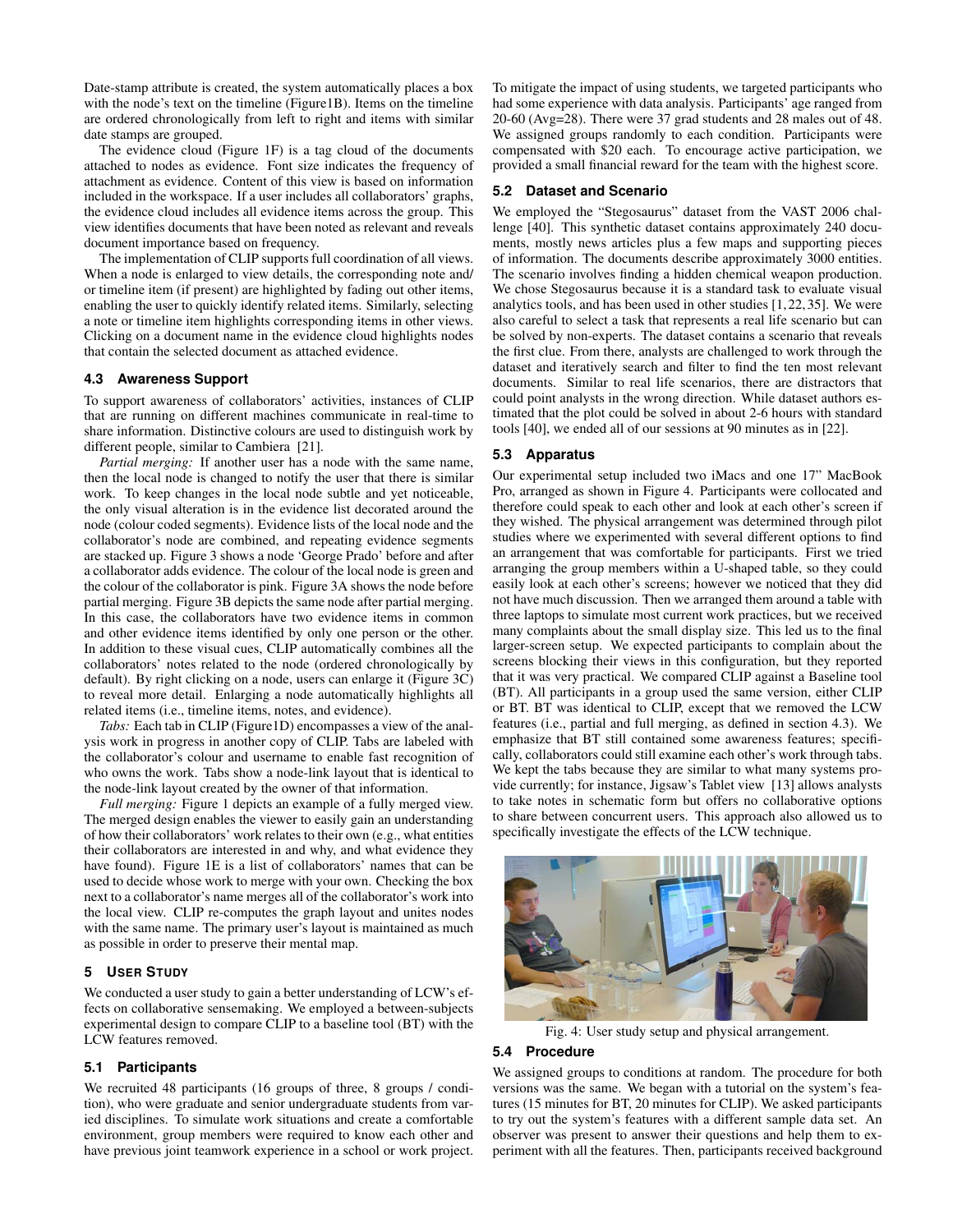Date-stamp attribute is created, the system automatically places a box with the node's text on the timeline (Figure1B). Items on the timeline are ordered chronologically from left to right and items with similar date stamps are grouped.

The evidence cloud (Figure 1F) is a tag cloud of the documents attached to nodes as evidence. Font size indicates the frequency of attachment as evidence. Content of this view is based on information included in the workspace. If a user includes all collaborators' graphs, the evidence cloud includes all evidence items across the group. This view identifies documents that have been noted as relevant and reveals document importance based on frequency.

The implementation of CLIP supports full coordination of all views. When a node is enlarged to view details, the corresponding note and/ or timeline item (if present) are highlighted by fading out other items, enabling the user to quickly identify related items. Similarly, selecting a note or timeline item highlights corresponding items in other views. Clicking on a document name in the evidence cloud highlights nodes that contain the selected document as attached evidence.

### 4.3 Awareness Support

To support awareness of collaborators' activities, instances of CLIP that are running on different machines communicate in real-time to share information. Distinctive colours are used to distinguish work by different people, similar to Cambiera [21].

*Partial merging:* If another user has a node with the same name, then the local node is changed to notify the user that there is similar work. To keep changes in the local node subtle and yet noticeable, the only visual alteration is in the evidence list decorated around the node (colour coded segments). Evidence lists of the local node and the collaborator's node are combined, and repeating evidence segments are stacked up. Figure 3 shows a node 'George Prado' before and after a collaborator adds evidence. The colour of the local node is green and the colour of the collaborator is pink. Figure 3A shows the node before partial merging. Figure 3B depicts the same node after partial merging. In this case, the collaborators have two evidence items in common and other evidence items identified by only one person or the other. In addition to these visual cues, CLIP automatically combines all the collaborators' notes related to the node (ordered chronologically by default). By right clicking on a node, users can enlarge it (Figure 3C) to reveal more detail. Enlarging a node automatically highlights all related items (i.e., timeline items, notes, and evidence).

*Tabs:* Each tab in CLIP (Figure1D) encompasses a view of the analysis work in progress in another copy of CLIP. Tabs are labeled with the collaborator's colour and username to enable fast recognition of who owns the work. Tabs show a node-link layout that is identical to the node-link layout created by the owner of that information.

*Full merging:* Figure 1 depicts an example of a fully merged view. The merged design enables the viewer to easily gain an understanding of how their collaborators' work relates to their own (e.g., what entities their collaborators are interested in and why, and what evidence they have found). Figure 1E is a list of collaborators' names that can be used to decide whose work to merge with your own. Checking the box next to a collaborator's name merges all of the collaborator's work into the local view. CLIP re-computes the graph layout and unites nodes with the same name. The primary user's layout is maintained as much as possible in order to preserve their mental map.

## 5 User Study

We conducted a user study to gain a better understanding of LCW's effects on collaborative sensemaking. We employed a between-subjects experimental design to compare CLIP to a baseline tool (BT) with the LCW features removed.

### 5.1 Participants

We recruited 48 participants (16 groups of three, 8 groups / condition), who were graduate and senior undergraduate students from varied disciplines. To simulate work situations and create a comfortable environment, group members were required to know each other and have previous joint teamwork experience in a school or work project. To mitigate the impact of using students, we targeted participants who had some experience with data analysis. Participants' age ranged from 20-60 (Avg=28). There were 37 grad students and 28 males out of 48. We assigned groups randomly to each condition. Participants were compensated with $20 each. To encourage active participation, we provided a small financial reward for the team with the highest score.

### 5.2 Dataset and Scenario

We employed the "Stegosaurus" dataset from the VAST 2006 challenge [40]. This synthetic dataset contains approximately 240 documents, mostly news articles plus a few maps and supporting pieces of information. The documents describe approximately 3000 entities. The scenario involves finding a hidden chemical weapon production. We chose Stegosaurus because it is a standard task to evaluate visual analytics tools, and has been used in other studies [1, 22, 35]. We were also careful to select a task that represents a real life scenario but can be solved by non-experts. The dataset contains a scenario that reveals the first clue. From there, analysts are challenged to work through the dataset and iteratively search and filter to find the ten most relevant documents. Similar to real life scenarios, there are distractors that could point analysts in the wrong direction. While dataset authors estimated that the plot could be solved in about 2-6 hours with standard tools [40], we ended all of our sessions at 90 minutes as in [22].

### 5.3 Apparatus

Our experimental setup included two iMacs and one 17" MacBook Pro, arranged as shown in Figure 4. Participants were collocated and therefore could speak to each other and look at each other's screen if they wished. The physical arrangement was determined through pilot studies where we experimented with several different options to find an arrangement that was comfortable for participants. First we tried arranging the group members within a U-shaped table, so they could easily look at each other's screens; however we noticed that they did not have much discussion. Then we arranged them around a table with three laptops to simulate most current work practices, but we received many complaints about the small display size. This led us to the final larger-screen setup. We expected participants to complain about the screens blocking their views in this configuration, but they reported that it was very practical. We compared CLIP against a Baseline tool (BT). All participants in a group used the same version, either CLIP or BT. BT was identical to CLIP, except that we removed the LCW features (i.e., partial and full merging, as defined in section 4.3). We emphasize that BT still contained some awareness features; specifically, collaborators could still examine each other's work through tabs. We kept the tabs because they are similar to what many systems provide currently; for instance, Jigsaw's Tablet view [13] allows analysts to take notes in schematic form but offers no collaborative options to share between concurrent users. This approach also allowed us to specifically investigate the effects of the LCW technique.

Fig. 4: User study setup and physical arrangement.

### 5.4 Procedure

We assigned groups to conditions at random. The procedure for both versions was the same. We began with a tutorial on the system's features (15 minutes for BT, 20 minutes for CLIP). We asked participants to try out the system's features with a different sample data set. An observer was present to answer their questions and help them to experiment with all the features. Then, participants received background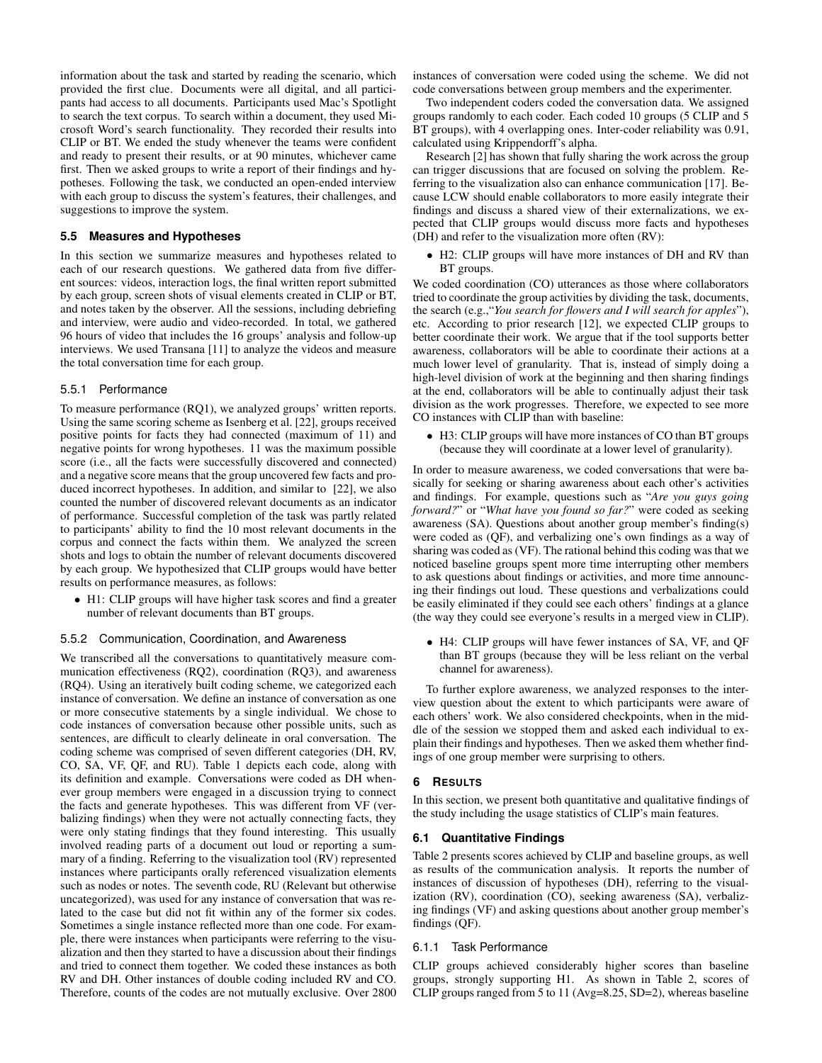information about the task and started by reading the scenario, which provided the first clue. Documents were all digital, and all participants had access to all documents. Participants used Mac's Spotlight to search the text corpus. To search within a document, they used Microsoft Word's search functionality. They recorded their results into CLIP or BT. We ended the study whenever the teams were confident and ready to present their results, or at 90 minutes, whichever came first. Then we asked groups to write a report of their findings and hypotheses. Following the task, we conducted an open-ended interview with each group to discuss the system's features, their challenges, and suggestions to improve the system.

### 5.5 Measures and Hypotheses

In this section we summarize measures and hypotheses related to each of our research questions. We gathered data from five different sources: videos, interaction logs, the final written report submitted by each group, screen shots of visual elements created in CLIP or BT, and notes taken by the observer. All the sessions, including debriefing and interview, were audio and video-recorded. In total, we gathered 96 hours of video that includes the 16 groups' analysis and follow-up interviews. We used Transana [11] to analyze the videos and measure the total conversation time for each group.

#### 5.5.1 Performance

To measure performance (RQ1), we analyzed groups' written reports. Using the same scoring scheme as Isenberg et al. [22], groups received positive points for facts they had connected (maximum of 11) and negative points for wrong hypotheses. 11 was the maximum possible score (i.e., all the facts were successfully discovered and connected) and a negative score means that the group uncovered few facts and produced incorrect hypotheses. In addition, and similar to [22], we also counted the number of discovered relevant documents as an indicator of performance. Successful completion of the task was partly related to participants' ability to find the 10 most relevant documents in the corpus and connect the facts within them. We analyzed the screen shots and logs to obtain the number of relevant documents discovered by each group. We hypothesized that CLIP groups would have better results on performance measures, as follows:

- H1: CLIP groups will have higher task scores and find a greater number of relevant documents than BT groups.

#### 5.5.2 Communication, Coordination, and Awareness

We transcribed all the conversations to quantitatively measure communication effectiveness (RQ2), coordination (RQ3), and awareness (RQ4). Using an iteratively built coding scheme, we categorized each instance of conversation. We define an instance of conversation as one or more consecutive statements by a single individual. We chose to code instances of conversation because other possible units, such as sentences, are difficult to clearly delineate in oral conversation. The coding scheme was comprised of seven different categories (DH, RV, CO, SA, VF, QF, and RU). Table 1 depicts each code, along with its definition and example. Conversations were coded as DH whenever group members were engaged in a discussion trying to connect the facts and generate hypotheses. This was different from VF (verbalizing findings) when they were not actually connecting facts, they were only stating findings that they found interesting. This usually involved reading parts of a document out loud or reporting a summary of a finding. Referring to the visualization tool (RV) represented instances where participants orally referenced visualization elements such as nodes or notes. The seventh code, RU (Relevant but otherwise uncategorized), was used for any instance of conversation that was related to the case but did not fit within any of the former six codes. Sometimes a single instance reflected more than one code. For example, there were instances when participants were referring to the visualization and then they started to have a discussion about their findings and tried to connect them together. We coded these instances as both RV and DH. Other instances of double coding included RV and CO. Therefore, counts of the codes are not mutually exclusive. Over 2800 instances of conversation were coded using the scheme. We did not code conversations between group members and the experimenter.

Two independent coders coded the conversation data. We assigned groups randomly to each coder. Each coded 10 groups (5 CLIP and 5 BT groups), with 4 overlapping ones. Inter-coder reliability was 0.91, calculated using Krippendorff's alpha.

Research [2] has shown that fully sharing the work across the group can trigger discussions that are focused on solving the problem. Referring to the visualization also can enhance communication [17]. Because LCW should enable collaborators to more easily integrate their findings and discuss a shared view of their externalizations, we expected that CLIP groups would discuss more facts and hypotheses (DH) and refer to the visualization more often (RV):

- H2: CLIP groups will have more instances of DH and RV than BT groups.

We coded coordination (CO) utterances as those where collaborators tried to coordinate the group activities by dividing the task, documents, the search (e.g.,"*You search for flowers and I will search for apples*"), etc. According to prior research [12], we expected CLIP groups to better coordinate their work. We argue that if the tool supports better awareness, collaborators will be able to coordinate their actions at a much lower level of granularity. That is, instead of simply doing a high-level division of work at the beginning and then sharing findings at the end, collaborators will be able to continually adjust their task division as the work progresses. Therefore, we expected to see more CO instances with CLIP than with baseline:

- H3: CLIP groups will have more instances of CO than BT groups (because they will coordinate at a lower level of granularity).

In order to measure awareness, we coded conversations that were basically for seeking or sharing awareness about each other's activities and findings. For example, questions such as "*Are you guys going forward?*" or "*What have you found so far?*" were coded as seeking awareness (SA). Questions about another group member's finding(s) were coded as (QF), and verbalizing one's own findings as a way of sharing was coded as (VF). The rational behind this coding was that we noticed baseline groups spent more time interrupting other members to ask questions about findings or activities, and more time announcing their findings out loud. These questions and verbalizations could be easily eliminated if they could see each others' findings at a glance (the way they could see everyone's results in a merged view in CLIP).

- H4: CLIP groups will have fewer instances of SA, VF, and QF than BT groups (because they will be less reliant on the verbal channel for awareness).

To further explore awareness, we analyzed responses to the interview question about the extent to which participants were aware of each others' work. We also considered checkpoints, when in the middle of the session we stopped them and asked each individual to explain their findings and hypotheses. Then we asked them whether findings of one group member were surprising to others.

## 6 Results

In this section, we present both quantitative and qualitative findings of the study including the usage statistics of CLIP's main features.

### 6.1 Quantitative Findings

Table 2 presents scores achieved by CLIP and baseline groups, as well as results of the communication analysis. It reports the number of instances of discussion of hypotheses (DH), referring to the visualization (RV), coordination (CO), seeking awareness (SA), verbalizing findings (VF) and asking questions about another group member's findings (QF).

#### 6.1.1 Task Performance

CLIP groups achieved considerably higher scores than baseline groups, strongly supporting H1. As shown in Table 2, scores of CLIP groups ranged from 5 to 11 (Avg=8.25, SD=2), whereas baseline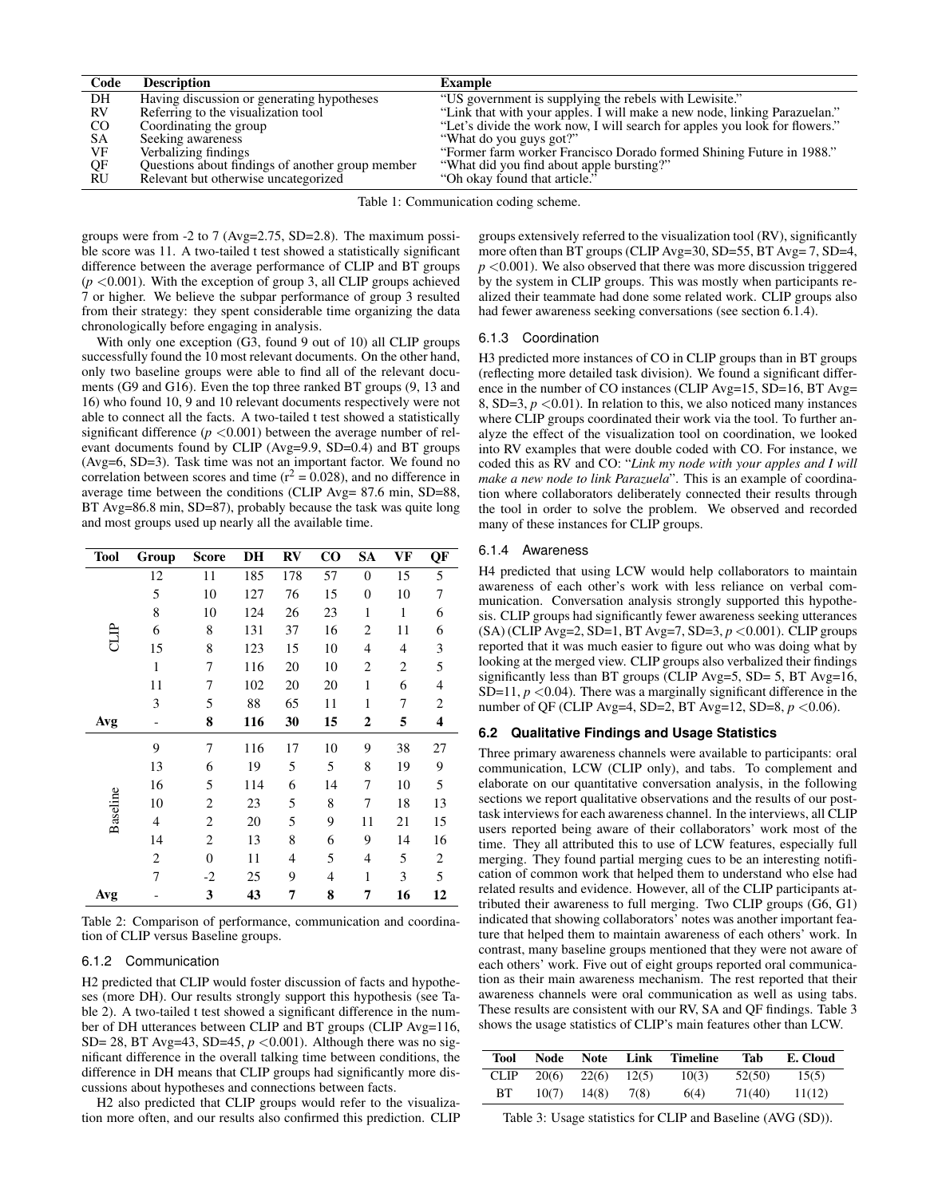| Code | Description | Example |
|---|---|---|
| DH | Having discussion or generating hypotheses | "US government is supplying the rebels with Lewisite." |
| RV | Referring to the visualization tool | "Link that with your apples. I will make a new node, linking Parazuelan." |
| CO | Coordinating the group | "Let's divide the work now, I will search for apples you look for flowers." |
| SA | Seeking awareness | "What do you guys got?" |
| VF | Verbalizing findings | "Former farm worker Francisco Dorado formed Shining Future in 1988." |
| QF | Questions about findings of another group member | "What did you find about apple bursting?" |
| RU | Relevant but otherwise uncategorized | "Oh okay found that article." |

Table 1: Communication coding scheme.

groups were from -2 to 7 (Avg=2.75, SD=2.8). The maximum possible score was 11. A two-tailed t test showed a statistically significant difference between the average performance of CLIP and BT groups ($p < 0.001$). With the exception of group 3, all CLIP groups achieved 7 or higher. We believe the subpar performance of group 3 resulted from their strategy: they spent considerable time organizing the data chronologically before engaging in analysis.

With only one exception (G3, found 9 out of 10) all CLIP groups successfully found the 10 most relevant documents. On the other hand, only two baseline groups were able to find all of the relevant documents (G9 and G16). Even the top three ranked BT groups (9, 13 and 16) who found 10, 9 and 10 relevant documents respectively were not able to connect all the facts. A two-tailed t test showed a statistically significant difference ($p < 0.001$) between the average number of relevant documents found by CLIP (Avg=9.9, SD=0.4) and BT groups (Avg=6, SD=3). Task time was not an important factor. We found no correlation between scores and time ($r^2 = 0.028$), and no difference in average time between the conditions (CLIP Avg= 87.6 min, SD=88, BT Avg=86.8 min, SD=87), probably because the task was quite long and most groups used up nearly all the available time.

| Tool | Group | Score | DH | RV | CO | SA | VF | QF |
|---|---|---|---|---|---|---|---|---|
| CLIP | 12 | 11 | 185 | 178 | 57 | 0 | 15 | 5 |
| | 5 | 10 | 127 | 76 | 15 | 0 | 10 | 7 |
| | 8 | 10 | 124 | 26 | 23 | 1 | 1 | 6 |
| | 6 | 8 | 131 | 37 | 16 | 2 | 11 | 6 |
| | 15 | 8 | 123 | 15 | 10 | 4 | 4 | 3 |
| | 1 | 7 | 116 | 20 | 10 | 2 | 2 | 5 |
| | 11 | 7 | 102 | 20 | 20 | 1 | 6 | 4 |
| | 3 | 5 | 88 | 65 | 11 | 1 | 7 | 2 |
| **Avg** | - | **8** | **116** | **30** | **15** | **2** | **5** | **4** |
| Baseline | 9 | 7 | 116 | 17 | 10 | 9 | 38 | 27 |
| | 13 | 6 | 19 | 5 | 5 | 8 | 19 | 9 |
| | 16 | 5 | 114 | 6 | 14 | 7 | 10 | 5 |
| | 10 | 2 | 23 | 5 | 8 | 7 | 18 | 13 |
| | 4 | 2 | 20 | 5 | 9 | 11 | 21 | 15 |
| | 14 | 2 | 13 | 8 | 6 | 9 | 14 | 16 |
| | 2 | 0 | 11 | 4 | 5 | 4 | 5 | 2 |
| | 7 | -2 | 25 | 9 | 4 | 1 | 3 | 5 |
| **Avg** | - | **3** | **43** | **7** | **8** | **7** | **16** | **12** |

Table 2: Comparison of performance, communication and coordination of CLIP versus Baseline groups.

### 6.1.2 Communication

H2 predicted that CLIP would foster discussion of facts and hypotheses (more DH). Our results strongly support this hypothesis (see Table 2). A two-tailed t test showed a significant difference in the number of DH utterances between CLIP and BT groups (CLIP Avg=116, SD= 28, BT Avg=43, SD=45, $p < 0.001$). Although there was no significant difference in the overall talking time between conditions, the difference in DH means that CLIP groups had significantly more discussions about hypotheses and connections between facts.

H2 also predicted that CLIP groups would refer to the visualization tool more often, and our results also confirmed this prediction. CLIP groups extensively referred to the visualization tool (RV), significantly more often than BT groups (CLIP Avg=30, SD=55, BT Avg= 7, SD=4, $p < 0.001$). We also observed that there was more discussion triggered by the system in CLIP groups. This was mostly when participants realized their teammate had done some related work. CLIP groups also had fewer awareness seeking conversations (see section 6.1.4).

### 6.1.3 Coordination

H3 predicted more instances of CO in CLIP groups than in BT groups (reflecting more detailed task division). We found a significant difference in the number of CO instances (CLIP Avg=15, SD=16, BT Avg= 8, SD=3, $p < 0.01$). In relation to this, we also noticed many instances where CLIP groups coordinated their work via the tool. To further analyze the effect of the visualization tool on coordination, we looked into RV examples that were double coded with CO. For instance, we coded this as RV and CO: "*Link my node with your apples and I will make a new node to link Parazuela*". This is an example of coordination where collaborators deliberately connected their results through the tool in order to solve the problem. We observed and recorded many of these instances for CLIP groups.

### 6.1.4 Awareness

H4 predicted that using LCW would help collaborators to maintain awareness of each other's work with less reliance on verbal communication. Conversation analysis strongly supported this hypothesis. CLIP groups had significantly fewer awareness seeking utterances (SA) (CLIP Avg=2, SD=1, BT Avg=7, SD=3, $p < 0.001$). CLIP groups reported that it was much easier to figure out who was doing what by looking at the merged view. CLIP groups also verbalized their findings significantly less than BT groups (CLIP Avg=5, SD= 5, BT Avg=16, SD=11, $p < 0.04$). There was a marginally significant difference in the number of QF (CLIP Avg=4, SD=2, BT Avg=12, SD=8, $p < 0.06$).

## 6.2 Qualitative Findings and Usage Statistics

Three primary awareness channels were available to participants: oral communication, LCW (CLIP only), and tabs. To complement and elaborate on our quantitative conversation analysis, in the following sections we report qualitative observations and the results of our post-task interviews for each awareness channel. In the interviews, all CLIP users reported being aware of their collaborators' work most of the time. They all attributed this to use of LCW features, especially full merging. They found partial merging cues to be an interesting notification of common work that helped them to understand who else had related results and evidence. However, all of the CLIP participants attributed their awareness to full merging. Two CLIP groups (G6, G1) indicated that showing collaborators' notes was another important feature that helped them to maintain awareness of each others' work. In contrast, many baseline groups mentioned that they were not aware of each others' work. Five out of eight groups reported oral communication as their main awareness mechanism. The rest reported that their awareness channels were oral communication as well as using tabs. These results are consistent with our RV, SA and QF findings. Table 3 shows the usage statistics of CLIP's main features other than LCW.

| Tool | Node | Note | Link | Timeline | Tab | E. Cloud |
|---|---|---|---|---|---|---|
| CLIP | 20(6) | 22(6) | 12(5) | 10(3) | 52(50) | 15(5) |
| BT | 10(7) | 14(8) | 7(8) | 6(4) | 71(40) | 11(12) |

Table 3: Usage statistics for CLIP and Baseline (AVG (SD)).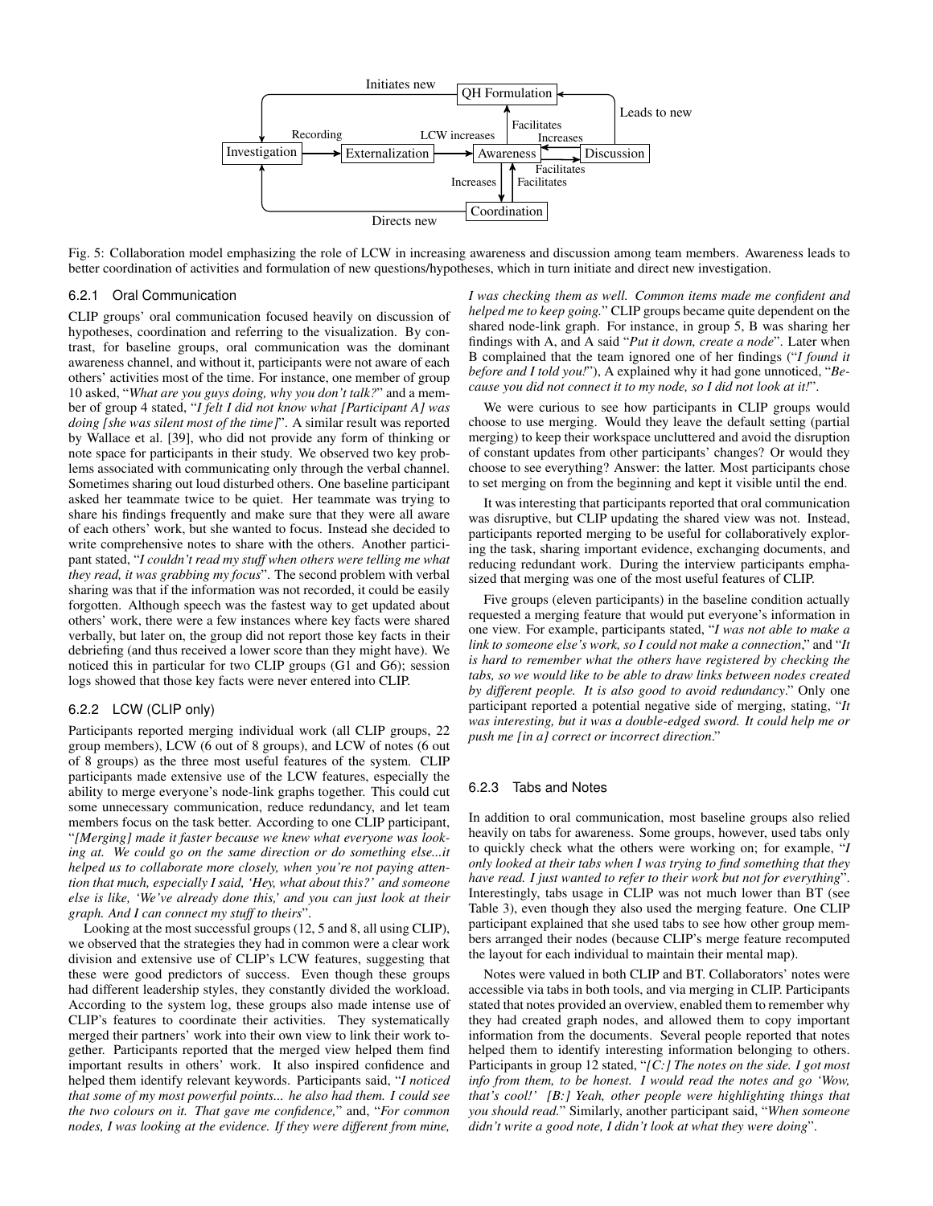Fig. 5: Collaboration model emphasizing the role of LCW in increasing awareness and discussion among team members. Awareness leads to better coordination of activities and formulation of new questions/hypotheses, which in turn initiate and direct new investigation.

#### 6.2.1 Oral Communication

CLIP groups' oral communication focused heavily on discussion of hypotheses, coordination and referring to the visualization. By contrast, for baseline groups, oral communication was the dominant awareness channel, and without it, participants were not aware of each others' activities most of the time. For instance, one member of group 10 asked, "*What are you guys doing, why you don't talk?*" and a member of group 4 stated, "*I felt I did not know what [Participant A] was doing [she was silent most of the time]*". A similar result was reported by Wallace et al. [39], who did not provide any form of thinking or note space for participants in their study. We observed two key problems associated with communicating only through the verbal channel. Sometimes sharing out loud disturbed others. One baseline participant asked her teammate twice to be quiet. Her teammate was trying to share his findings frequently and make sure that they were all aware of each others' work, but she wanted to focus. Instead she decided to write comprehensive notes to share with the others. Another participant stated, "*I couldn't read my stuff when others were telling me what they read, it was grabbing my focus*". The second problem with verbal sharing was that if the information was not recorded, it could be easily forgotten. Although speech was the fastest way to get updated about others' work, there were a few instances where key facts were shared verbally, but later on, the group did not report those key facts in their debriefing (and thus received a lower score than they might have). We noticed this in particular for two CLIP groups (G1 and G6); session logs showed that those key facts were never entered into CLIP.

#### 6.2.2 LCW (CLIP only)

Participants reported merging individual work (all CLIP groups, 22 group members), LCW (6 out of 8 groups), and LCW of notes (6 out of 8 groups) as the three most useful features of the system. CLIP participants made extensive use of the LCW features, especially the ability to merge everyone's node-link graphs together. This could cut some unnecessary communication, reduce redundancy, and let team members focus on the task better. According to one CLIP participant, "*[Merging] made it faster because we knew what everyone was looking at. We could go on the same direction or do something else...it helped us to collaborate more closely, when you're not paying attention that much, especially I said, 'Hey, what about this?' and someone else is like, 'We've already done this,' and you can just look at their graph. And I can connect my stuff to theirs*".

Looking at the most successful groups (12, 5 and 8, all using CLIP), we observed that the strategies they had in common were a clear work division and extensive use of CLIP's LCW features, suggesting that these were good predictors of success. Even though these groups had different leadership styles, they constantly divided the workload. According to the system log, these groups also made intense use of CLIP's features to coordinate their activities. They systematically merged their partners' work into their own view to link their work together. Participants reported that the merged view helped them find important results in others' work. It also inspired confidence and helped them identify relevant keywords. Participants said, "*I noticed that some of my most powerful points... he also had them. I could see the two colours on it. That gave me confidence,*" and, "*For common nodes, I was looking at the evidence. If they were different from mine, I was checking them as well. Common items made me confident and helped me to keep going.*" CLIP groups became quite dependent on the shared node-link graph. For instance, in group 5, B was sharing her findings with A, and A said "*Put it down, create a node*". Later when B complained that the team ignored one of her findings ("*I found it before and I told you!*"), A explained why it had gone unnoticed, "*Because you did not connect it to my node, so I did not look at it!*".

We were curious to see how participants in CLIP groups would choose to use merging. Would they leave the default setting (partial merging) to keep their workspace uncluttered and avoid the disruption of constant updates from other participants' changes? Or would they choose to see everything? Answer: the latter. Most participants chose to set merging on from the beginning and kept it visible until the end.

It was interesting that participants reported that oral communication was disruptive, but CLIP updating the shared view was not. Instead, participants reported merging to be useful for collaboratively exploring the task, sharing important evidence, exchanging documents, and reducing redundant work. During the interview participants emphasized that merging was one of the most useful features of CLIP.

Five groups (eleven participants) in the baseline condition actually requested a merging feature that would put everyone's information in one view. For example, participants stated, "*I was not able to make a link to someone else's work, so I could not make a connection,*" and "*It is hard to remember what the others have registered by checking the tabs, so we would like to be able to draw links between nodes created by different people. It is also good to avoid redundancy.*" Only one participant reported a potential negative side of merging, stating, "*It was interesting, but it was a double-edged sword. It could help me or push me [in a] correct or incorrect direction.*"

#### 6.2.3 Tabs and Notes

In addition to oral communication, most baseline groups also relied heavily on tabs for awareness. Some groups, however, used tabs only to quickly check what the others were working on; for example, "*I only looked at their tabs when I was trying to find something that they have read. I just wanted to refer to their work but not for everything*". Interestingly, tabs usage in CLIP was not much lower than BT (see Table 3), even though they also used the merging feature. One CLIP participant explained that she used tabs to see how other group members arranged their nodes (because CLIP's merge feature recomputed the layout for each individual to maintain their mental map).

Notes were valued in both CLIP and BT. Collaborators' notes were accessible via tabs in both tools, and via merging in CLIP. Participants stated that notes provided an overview, enabled them to remember why they had created graph nodes, and allowed them to copy important information from the documents. Several people reported that notes helped them to identify interesting information belonging to others. Participants in group 12 stated, "*[C:] The notes on the side. I got most info from them, to be honest. I would read the notes and go 'Wow, that's cool!' [B:] Yeah, other people were highlighting things that you should read.*" Similarly, another participant said, "*When someone didn't write a good note, I didn't look at what they were doing*".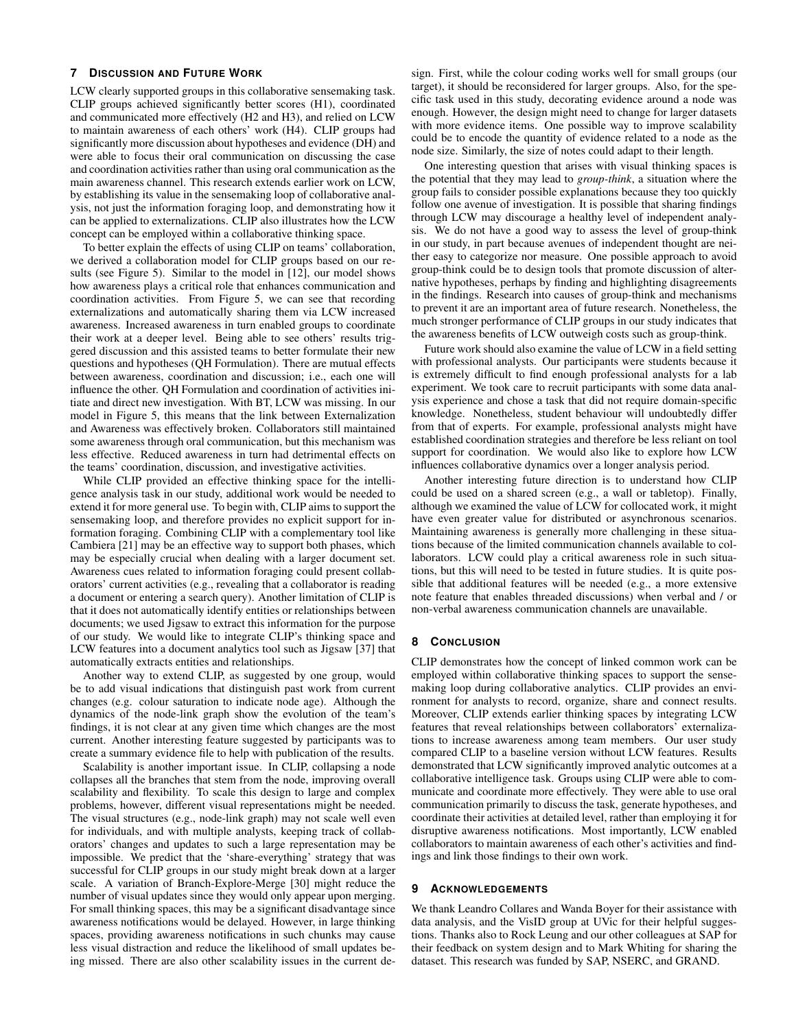## 7 Discussion and Future Work

LCW clearly supported groups in this collaborative sensemaking task. CLIP groups achieved significantly better scores (H1), coordinated and communicated more effectively (H2 and H3), and relied on LCW to maintain awareness of each others' work (H4). CLIP groups had significantly more discussion about hypotheses and evidence (DH) and were able to focus their oral communication on discussing the case and coordination activities rather than using oral communication as the main awareness channel. This research extends earlier work on LCW, by establishing its value in the sensemaking loop of collaborative analysis, not just the information foraging loop, and demonstrating how it can be applied to externalizations. CLIP also illustrates how the LCW concept can be employed within a collaborative thinking space.

To better explain the effects of using CLIP on teams' collaboration, we derived a collaboration model for CLIP groups based on our results (see Figure 5). Similar to the model in [12], our model shows how awareness plays a critical role that enhances communication and coordination activities. From Figure 5, we can see that recording externalizations and automatically sharing them via LCW increased awareness. Increased awareness in turn enabled groups to coordinate their work at a deeper level. Being able to see others' results triggered discussion and this assisted teams to better formulate their new questions and hypotheses (QH Formulation). There are mutual effects between awareness, coordination and discussion; i.e., each one will influence the other. QH Formulation and coordination of activities initiate and direct new investigation. With BT, LCW was missing. In our model in Figure 5, this means that the link between Externalization and Awareness was effectively broken. Collaborators still maintained some awareness through oral communication, but this mechanism was less effective. Reduced awareness in turn had detrimental effects on the teams' coordination, discussion, and investigative activities.

While CLIP provided an effective thinking space for the intelligence analysis task in our study, additional work would be needed to extend it for more general use. To begin with, CLIP aims to support the sensemaking loop, and therefore provides no explicit support for information foraging. Combining CLIP with a complementary tool like Cambiera [21] may be an effective way to support both phases, which may be especially crucial when dealing with a larger document set. Awareness cues related to information foraging could present collaborators' current activities (e.g., revealing that a collaborator is reading a document or entering a search query). Another limitation of CLIP is that it does not automatically identify entities or relationships between documents; we used Jigsaw to extract this information for the purpose of our study. We would like to integrate CLIP's thinking space and LCW features into a document analytics tool such as Jigsaw [37] that automatically extracts entities and relationships.

Another way to extend CLIP, as suggested by one group, would be to add visual indications that distinguish past work from current changes (e.g. colour saturation to indicate node age). Although the dynamics of the node-link graph show the evolution of the team's findings, it is not clear at any given time which changes are the most current. Another interesting feature suggested by participants was to create a summary evidence file to help with publication of the results.

Scalability is another important issue. In CLIP, collapsing a node collapses all the branches that stem from the node, improving overall scalability and flexibility. To scale this design to large and complex problems, however, different visual representations might be needed. The visual structures (e.g., node-link graph) may not scale well even for individuals, and with multiple analysts, keeping track of collaborators' changes and updates to such a large representation may be impossible. We predict that the 'share-everything' strategy that was successful for CLIP groups in our study might break down at a larger scale. A variation of Branch-Explore-Merge [30] might reduce the number of visual updates since they would only appear upon merging. For small thinking spaces, this may be a significant disadvantage since awareness notifications would be delayed. However, in large thinking spaces, providing awareness notifications in such chunks may cause less visual distraction and reduce the likelihood of small updates being missed. There are also other scalability issues in the current design. First, while the colour coding works well for small groups (our target), it should be reconsidered for larger groups. Also, for the specific task used in this study, decorating evidence around a node was enough. However, the design might need to change for larger datasets with more evidence items. One possible way to improve scalability could be to encode the quantity of evidence related to a node as the node size. Similarly, the size of notes could adapt to their length.

One interesting question that arises with visual thinking spaces is the potential that they may lead to *group-think*, a situation where the group fails to consider possible explanations because they too quickly follow one avenue of investigation. It is possible that sharing findings through LCW may discourage a healthy level of independent analysis. We do not have a good way to assess the level of group-think in our study, in part because avenues of independent thought are neither easy to categorize nor measure. One possible approach to avoid group-think could be to design tools that promote discussion of alternative hypotheses, perhaps by finding and highlighting disagreements in the findings. Research into causes of group-think and mechanisms to prevent it are an important area of future research. Nonetheless, the much stronger performance of CLIP groups in our study indicates that the awareness benefits of LCW outweigh costs such as group-think.

Future work should also examine the value of LCW in a field setting with professional analysts. Our participants were students because it is extremely difficult to find enough professional analysts for a lab experiment. We took care to recruit participants with some data analysis experience and chose a task that did not require domain-specific knowledge. Nonetheless, student behaviour will undoubtedly differ from that of experts. For example, professional analysts might have established coordination strategies and therefore be less reliant on tool support for coordination. We would also like to explore how LCW influences collaborative dynamics over a longer analysis period.

Another interesting future direction is to understand how CLIP could be used on a shared screen (e.g., a wall or tabletop). Finally, although we examined the value of LCW for collocated work, it might have even greater value for distributed or asynchronous scenarios. Maintaining awareness is generally more challenging in these situations because of the limited communication channels available to collaborators. LCW could play a critical awareness role in such situations, but this will need to be tested in future studies. It is quite possible that additional features will be needed (e.g., a more extensive note feature that enables threaded discussions) when verbal and / or non-verbal awareness communication channels are unavailable.

## 8 Conclusion

CLIP demonstrates how the concept of linked common work can be employed within collaborative thinking spaces to support the sensemaking loop during collaborative analytics. CLIP provides an environment for analysts to record, organize, share and connect results. Moreover, CLIP extends earlier thinking spaces by integrating LCW features that reveal relationships between collaborators' externalizations to increase awareness among team members. Our user study compared CLIP to a baseline version without LCW features. Results demonstrated that LCW significantly improved analytic outcomes at a collaborative intelligence task. Groups using CLIP were able to communicate and coordinate more effectively. They were able to use oral communication primarily to discuss the task, generate hypotheses, and coordinate their activities at detailed level, rather than employing it for disruptive awareness notifications. Most importantly, LCW enabled collaborators to maintain awareness of each other's activities and findings and link those findings to their own work.

## 9 Acknowledgements

We thank Leandro Collares and Wanda Boyer for their assistance with data analysis, and the VisID group at UVic for their helpful suggestions. Thanks also to Rock Leung and our other colleagues at SAP for their feedback on system design and to Mark Whiting for sharing the dataset. This research was funded by SAP, NSERC, and GRAND.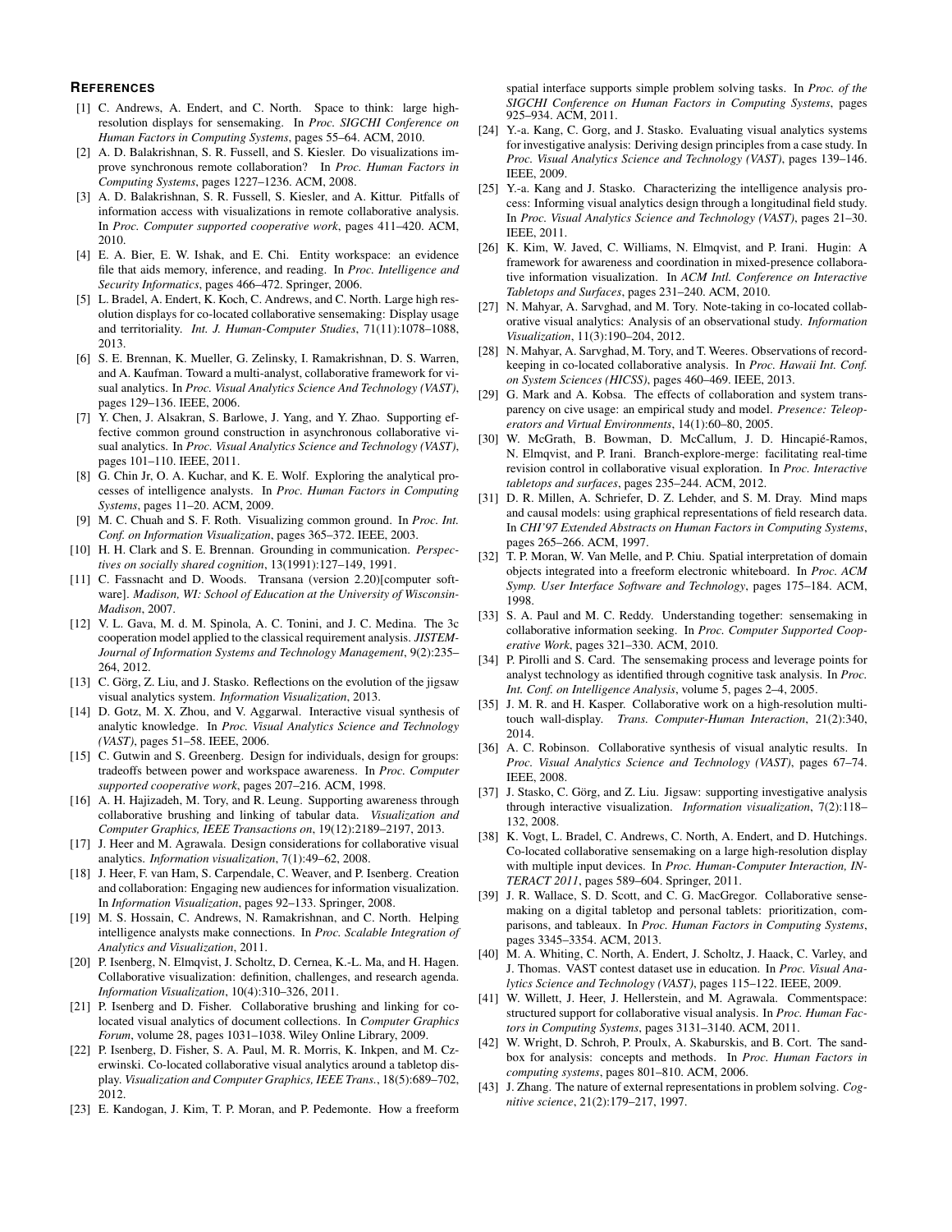## REFERENCES

[1] C. Andrews, A. Endert, and C. North. Space to think: large high-resolution displays for sensemaking. In *Proc. SIGCHI Conference on Human Factors in Computing Systems*, pages 55–64. ACM, 2010.

[2] A. D. Balakrishnan, S. R. Fussell, and S. Kiesler. Do visualizations improve synchronous remote collaboration? In *Proc. Human Factors in Computing Systems*, pages 1227–1236. ACM, 2008.

[3] A. D. Balakrishnan, S. R. Fussell, S. Kiesler, and A. Kittur. Pitfalls of information access with visualizations in remote collaborative analysis. In *Proc. Computer supported cooperative work*, pages 411–420. ACM, 2010.

[4] E. A. Bier, E. W. Ishak, and E. Chi. Entity workspace: an evidence file that aids memory, inference, and reading. In *Proc. Intelligence and Security Informatics*, pages 466–472. Springer, 2006.

[5] L. Bradel, A. Endert, K. Koch, C. Andrews, and C. North. Large high resolution displays for co-located collaborative sensemaking: Display usage and territoriality. *Int. J. Human-Computer Studies*, 71(11):1078–1088, 2013.

[6] S. E. Brennan, K. Mueller, G. Zelinsky, I. Ramakrishnan, D. S. Warren, and A. Kaufman. Toward a multi-analyst, collaborative framework for visual analytics. In *Proc. Visual Analytics Science And Technology (VAST)*, pages 129–136. IEEE, 2006.

[7] Y. Chen, J. Alsakran, S. Barlowe, J. Yang, and Y. Zhao. Supporting effective common ground construction in asynchronous collaborative visual analytics. In *Proc. Visual Analytics Science and Technology (VAST)*, pages 101–110. IEEE, 2011.

[8] G. Chin Jr, O. A. Kuchar, and K. E. Wolf. Exploring the analytical processes of intelligence analysts. In *Proc. Human Factors in Computing Systems*, pages 11–20. ACM, 2009.

[9] M. C. Chuah and S. F. Roth. Visualizing common ground. In *Proc. Int. Conf. on Information Visualization*, pages 365–372. IEEE, 2003.

[10] H. H. Clark and S. E. Brennan. Grounding in communication. *Perspectives on socially shared cognition*, 13(1991):127–149, 1991.

[11] C. Fassnacht and D. Woods. Transana (version 2.20)[computer software]. *Madison, WI: School of Education at the University of Wisconsin-Madison*, 2007.

[12] V. L. Gava, M. d. M. Spinola, A. C. Tonini, and J. C. Medina. The 3c cooperation model applied to the classical requirement analysis. *JISTEM-Journal of Information Systems and Technology Management*, 9(2):235–264, 2012.

[13] C. Görg, Z. Liu, and J. Stasko. Reflections on the evolution of the jigsaw visual analytics system. *Information Visualization*, 2013.

[14] D. Gotz, M. X. Zhou, and V. Aggarwal. Interactive visual synthesis of analytic knowledge. In *Proc. Visual Analytics Science and Technology (VAST)*, pages 51–58. IEEE, 2006.

[15] C. Gutwin and S. Greenberg. Design for individuals, design for groups: tradeoffs between power and workspace awareness. In *Proc. Computer supported cooperative work*, pages 207–216. ACM, 1998.

[16] A. H. Hajizadeh, M. Tory, and R. Leung. Supporting awareness through collaborative brushing and linking of tabular data. *Visualization and Computer Graphics, IEEE Transactions on*, 19(12):2189–2197, 2013.

[17] J. Heer and M. Agrawala. Design considerations for collaborative visual analytics. *Information visualization*, 7(1):49–62, 2008.

[18] J. Heer, F. van Ham, S. Carpendale, C. Weaver, and P. Isenberg. Creation and collaboration: Engaging new audiences for information visualization. In *Information Visualization*, pages 92–133. Springer, 2008.

[19] M. S. Hossain, C. Andrews, N. Ramakrishnan, and C. North. Helping intelligence analysts make connections. In *Proc. Scalable Integration of Analytics and Visualization*, 2011.

[20] P. Isenberg, N. Elmqvist, J. Scholtz, D. Cernea, K.-L. Ma, and H. Hagen. Collaborative visualization: definition, challenges, and research agenda. *Information Visualization*, 10(4):310–326, 2011.

[21] P. Isenberg and D. Fisher. Collaborative brushing and linking for co-located visual analytics of document collections. In *Computer Graphics Forum*, volume 28, pages 1031–1038. Wiley Online Library, 2009.

[22] P. Isenberg, D. Fisher, S. A. Paul, M. R. Morris, K. Inkpen, and M. Czerwinski. Co-located collaborative visual analytics around a tabletop display. *Visualization and Computer Graphics, IEEE Trans.*, 18(5):689–702, 2012.

[23] E. Kandogan, J. Kim, T. P. Moran, and P. Pedemonte. How a freeform spatial interface supports simple problem solving tasks. In *Proc. of the SIGCHI Conference on Human Factors in Computing Systems*, pages 925–934. ACM, 2011.

[24] Y.-a. Kang, C. Gorg, and J. Stasko. Evaluating visual analytics systems for investigative analysis: Deriving design principles from a case study. In *Proc. Visual Analytics Science and Technology (VAST)*, pages 139–146. IEEE, 2009.

[25] Y.-a. Kang and J. Stasko. Characterizing the intelligence analysis process: Informing visual analytics design through a longitudinal field study. In *Proc. Visual Analytics Science and Technology (VAST)*, pages 21–30. IEEE, 2011.

[26] K. Kim, W. Javed, C. Williams, N. Elmqvist, and P. Irani. Hugin: A framework for awareness and coordination in mixed-presence collaborative information visualization. In *ACM Intl. Conference on Interactive Tabletops and Surfaces*, pages 231–240. ACM, 2010.

[27] N. Mahyar, A. Sarvghad, and M. Tory. Note-taking in co-located collaborative visual analytics: Analysis of an observational study. *Information Visualization*, 11(3):190–204, 2012.

[28] N. Mahyar, A. Sarvghad, M. Tory, and T. Weeres. Observations of record-keeping in co-located collaborative analysis. In *Proc. Hawaii Int. Conf. on System Sciences (HICSS)*, pages 460–469. IEEE, 2013.

[29] G. Mark and A. Kobsa. The effects of collaboration and system transparency on cive usage: an empirical study and model. *Presence: Teleoperators and Virtual Environments*, 14(1):60–80, 2005.

[30] W. McGrath, B. Bowman, D. McCallum, J. D. Hincapié-Ramos, N. Elmqvist, and P. Irani. Branch-explore-merge: facilitating real-time revision control in collaborative visual exploration. In *Proc. Interactive tabletops and surfaces*, pages 235–244. ACM, 2012.

[31] D. R. Millen, A. Schriefer, D. Z. Lehder, and S. M. Dray. Mind maps and causal models: using graphical representations of field research data. In *CHI'97 Extended Abstracts on Human Factors in Computing Systems*, pages 265–266. ACM, 1997.

[32] T. P. Moran, W. Van Melle, and P. Chiu. Spatial interpretation of domain objects integrated into a freeform electronic whiteboard. In *Proc. ACM Symp. User Interface Software and Technology*, pages 175–184. ACM, 1998.

[33] S. A. Paul and M. C. Reddy. Understanding together: sensemaking in collaborative information seeking. In *Proc. Computer Supported Cooperative Work*, pages 321–330. ACM, 2010.

[34] P. Pirolli and S. Card. The sensemaking process and leverage points for analyst technology as identified through cognitive task analysis. In *Proc. Int. Conf. on Intelligence Analysis*, volume 5, pages 2–4, 2005.

[35] J. M. R. and H. Kasper. Collaborative work on a high-resolution multi-touch wall-display. *Trans. Computer-Human Interaction*, 21(2):340, 2014.

[36] A. C. Robinson. Collaborative synthesis of visual analytic results. In *Proc. Visual Analytics Science and Technology (VAST)*, pages 67–74. IEEE, 2008.

[37] J. Stasko, C. Görg, and Z. Liu. Jigsaw: supporting investigative analysis through interactive visualization. *Information visualization*, 7(2):118–132, 2008.

[38] K. Vogt, L. Bradel, C. Andrews, C. North, A. Endert, and D. Hutchings. Co-located collaborative sensemaking on a large high-resolution display with multiple input devices. In *Proc. Human-Computer Interaction, INTERACT 2011*, pages 589–604. Springer, 2011.

[39] J. R. Wallace, S. D. Scott, and C. G. MacGregor. Collaborative sensemaking on a digital tabletop and personal tablets: prioritization, comparisons, and tableaux. In *Proc. Human Factors in Computing Systems*, pages 3345–3354. ACM, 2013.

[40] M. A. Whiting, C. North, A. Endert, J. Scholtz, J. Haack, C. Varley, and J. Thomas. VAST contest dataset use in education. In *Proc. Visual Analytics Science and Technology (VAST)*, pages 115–122. IEEE, 2009.

[41] W. Willett, J. Heer, J. Hellerstein, and M. Agrawala. Commentspace: structured support for collaborative visual analysis. In *Proc. Human Factors in Computing Systems*, pages 3131–3140. ACM, 2011.

[42] W. Wright, D. Schroh, P. Proulx, A. Skaburskis, and B. Cort. The sandbox for analysis: concepts and methods. In *Proc. Human Factors in computing systems*, pages 801–810. ACM, 2006.

[43] J. Zhang. The nature of external representations in problem solving. *Cognitive science*, 21(2):179–217, 1997.